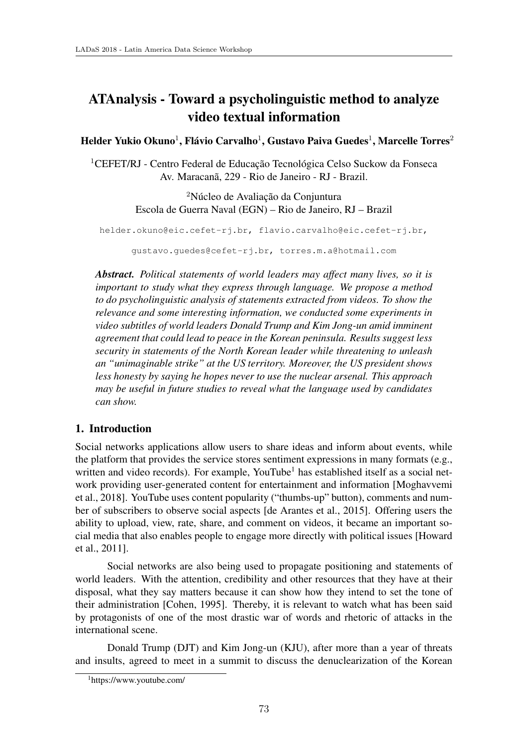# ATAnalysis - Toward a psycholinguistic method to analyze video textual information

**Helder Yukio Okuno[1], Flávio Carvalho[1], Gustavo Paiva Guedes[1], Marcelle Torres[2]**

[1]CEFET/RJ - Centro Federal de Educação Tecnológica Celso Suckow da Fonseca
Av. Maracanã, 229 - Rio de Janeiro - RJ - Brazil.

[2]Núcleo de Avaliação da Conjuntura
Escola de Guerra Naval (EGN) – Rio de Janeiro, RJ – Brazil

helder.okuno@eic.cefet-rj.br, flavio.carvalho@eic.cefet-rj.br,

gustavo.guedes@cefet-rj.br, torres.m.a@hotmail.com

***Abstract.** Political statements of world leaders may affect many lives, so it is important to study what they express through language. We propose a method to do psycholinguistic analysis of statements extracted from videos. To show the relevance and some interesting information, we conducted some experiments in video subtitles of world leaders Donald Trump and Kim Jong-un amid imminent agreement that could lead to peace in the Korean peninsula. Results suggest less security in statements of the North Korean leader while threatening to unleash an "unimaginable strike" at the US territory. Moreover, the US president shows less honesty by saying he hopes never to use the nuclear arsenal. This approach may be useful in future studies to reveal what the language used by candidates can show.*

## 1. Introduction

Social networks applications allow users to share ideas and inform about events, while the platform that provides the service stores sentiment expressions in many formats (e.g., written and video records). For example, YouTube[1] has established itself as a social network providing user-generated content for entertainment and information [Moghavvemi et al., 2018]. YouTube uses content popularity ("thumbs-up" button), comments and number of subscribers to observe social aspects [de Arantes et al., 2015]. Offering users the ability to upload, view, rate, share, and comment on videos, it became an important social media that also enables people to engage more directly with political issues [Howard et al., 2011].

Social networks are also being used to propagate positioning and statements of world leaders. With the attention, credibility and other resources that they have at their disposal, what they say matters because it can show how they intend to set the tone of their administration [Cohen, 1995]. Thereby, it is relevant to watch what has been said by protagonists of one of the most drastic war of words and rhetoric of attacks in the international scene.

Donald Trump (DJT) and Kim Jong-un (KJU), after more than a year of threats and insults, agreed to meet in a summit to discuss the denuclearization of the Korean

[1]https://www.youtube.com/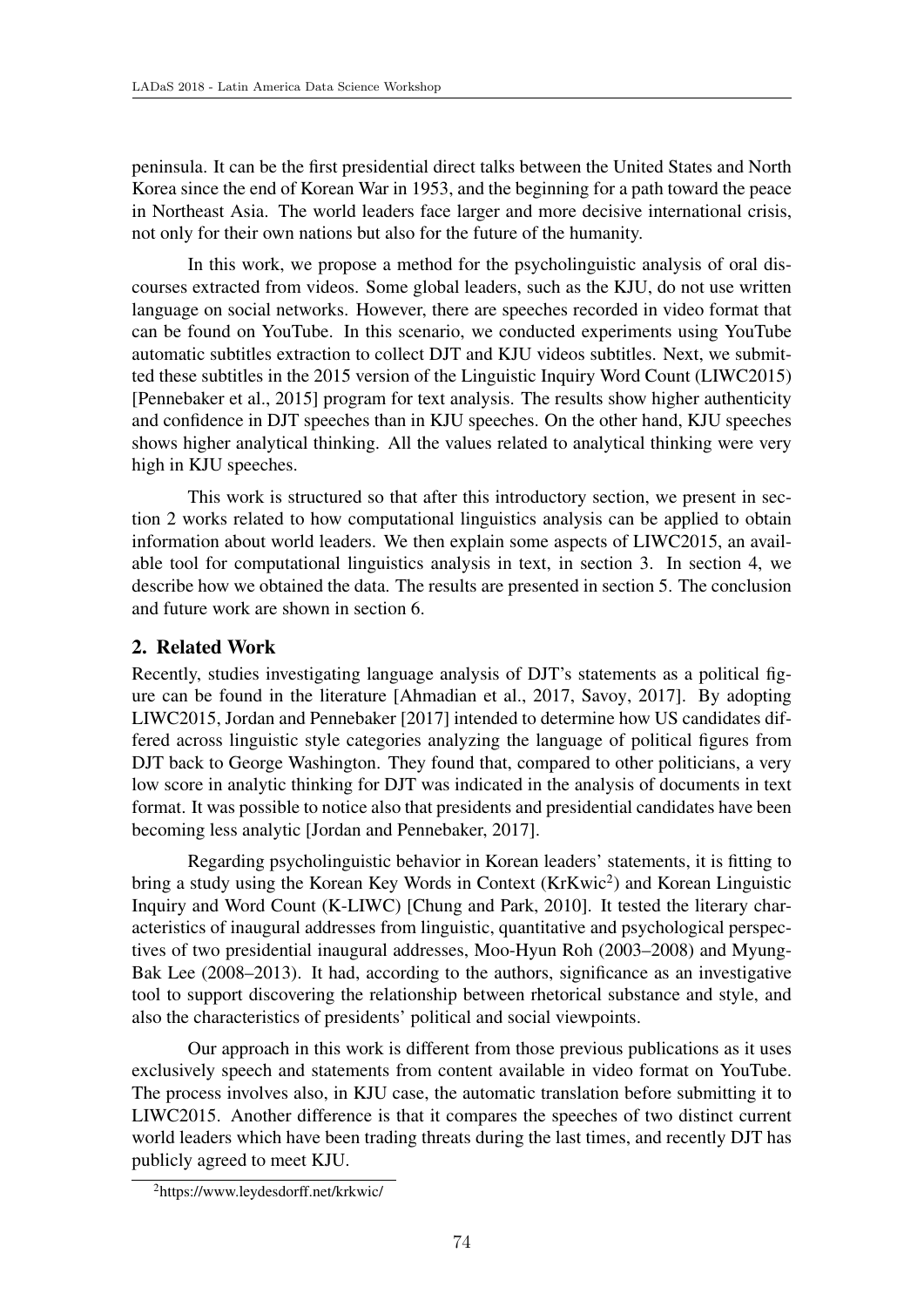peninsula. It can be the first presidential direct talks between the United States and North Korea since the end of Korean War in 1953, and the beginning for a path toward the peace in Northeast Asia. The world leaders face larger and more decisive international crisis, not only for their own nations but also for the future of the humanity.

In this work, we propose a method for the psycholinguistic analysis of oral discourses extracted from videos. Some global leaders, such as the KJU, do not use written language on social networks. However, there are speeches recorded in video format that can be found on YouTube. In this scenario, we conducted experiments using YouTube automatic subtitles extraction to collect DJT and KJU videos subtitles. Next, we submitted these subtitles in the 2015 version of the Linguistic Inquiry Word Count (LIWC2015) [Pennebaker et al., 2015] program for text analysis. The results show higher authenticity and confidence in DJT speeches than in KJU speeches. On the other hand, KJU speeches shows higher analytical thinking. All the values related to analytical thinking were very high in KJU speeches.

This work is structured so that after this introductory section, we present in section 2 works related to how computational linguistics analysis can be applied to obtain information about world leaders. We then explain some aspects of LIWC2015, an available tool for computational linguistics analysis in text, in section 3. In section 4, we describe how we obtained the data. The results are presented in section 5. The conclusion and future work are shown in section 6.

## 2. Related Work

Recently, studies investigating language analysis of DJT's statements as a political figure can be found in the literature [Ahmadian et al., 2017, Savoy, 2017]. By adopting LIWC2015, Jordan and Pennebaker [2017] intended to determine how US candidates differed across linguistic style categories analyzing the language of political figures from DJT back to George Washington. They found that, compared to other politicians, a very low score in analytic thinking for DJT was indicated in the analysis of documents in text format. It was possible to notice also that presidents and presidential candidates have been becoming less analytic [Jordan and Pennebaker, 2017].

Regarding psycholinguistic behavior in Korean leaders' statements, it is fitting to bring a study using the Korean Key Words in Context (KrKwic[2]) and Korean Linguistic Inquiry and Word Count (K-LIWC) [Chung and Park, 2010]. It tested the literary characteristics of inaugural addresses from linguistic, quantitative and psychological perspectives of two presidential inaugural addresses, Moo-Hyun Roh (2003–2008) and Myung-Bak Lee (2008–2013). It had, according to the authors, significance as an investigative tool to support discovering the relationship between rhetorical substance and style, and also the characteristics of presidents' political and social viewpoints.

Our approach in this work is different from those previous publications as it uses exclusively speech and statements from content available in video format on YouTube. The process involves also, in KJU case, the automatic translation before submitting it to LIWC2015. Another difference is that it compares the speeches of two distinct current world leaders which have been trading threats during the last times, and recently DJT has publicly agreed to meet KJU.

[2] https://www.leydesdorff.net/krkwic/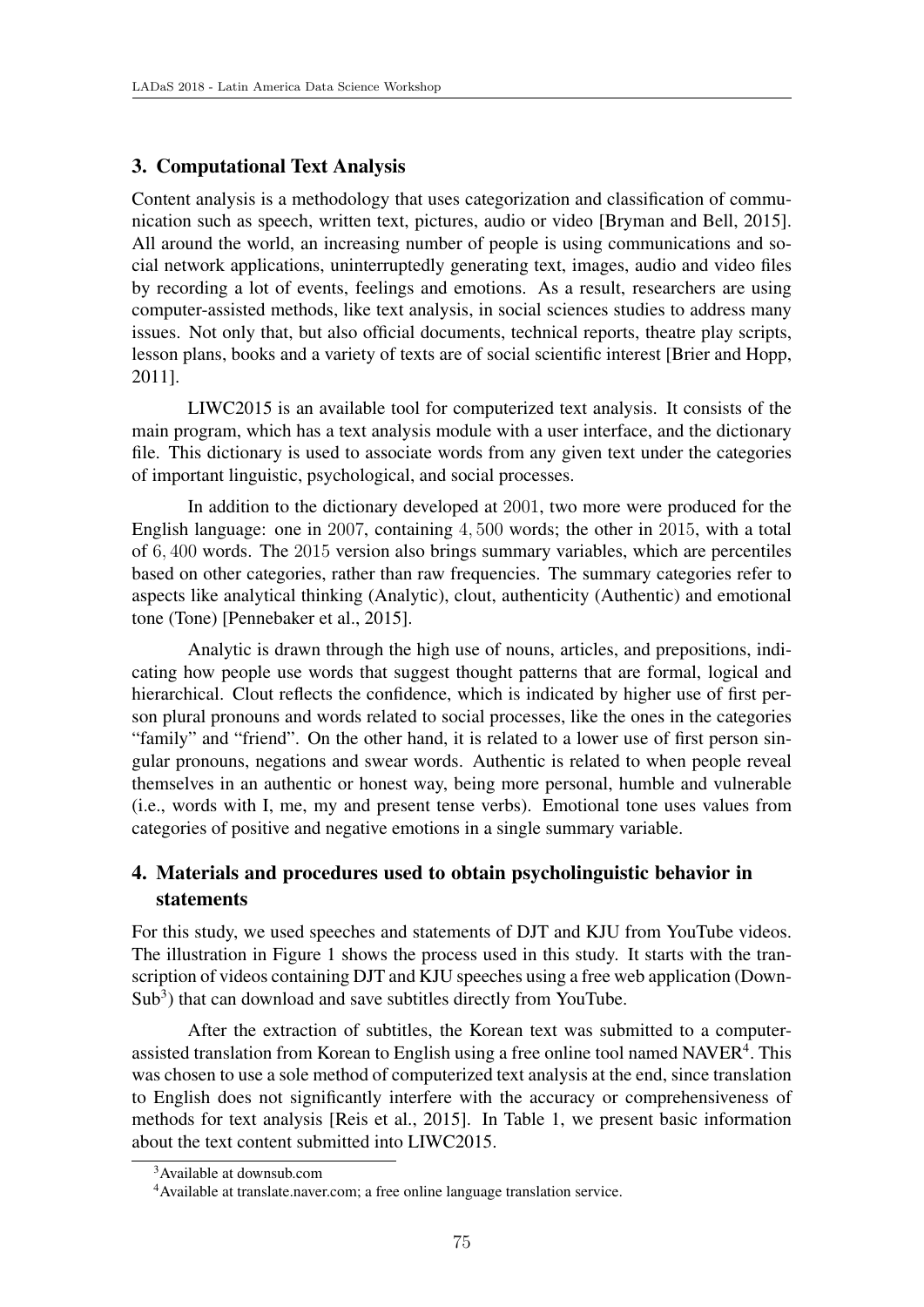## 3. Computational Text Analysis

Content analysis is a methodology that uses categorization and classification of communication such as speech, written text, pictures, audio or video [Bryman and Bell, 2015]. All around the world, an increasing number of people is using communications and social network applications, uninterruptedly generating text, images, audio and video files by recording a lot of events, feelings and emotions. As a result, researchers are using computer-assisted methods, like text analysis, in social sciences studies to address many issues. Not only that, but also official documents, technical reports, theatre play scripts, lesson plans, books and a variety of texts are of social scientific interest [Brier and Hopp, 2011].

LIWC2015 is an available tool for computerized text analysis. It consists of the main program, which has a text analysis module with a user interface, and the dictionary file. This dictionary is used to associate words from any given text under the categories of important linguistic, psychological, and social processes.

In addition to the dictionary developed at 2001, two more were produced for the English language: one in 2007, containing 4,500 words; the other in 2015, with a total of 6,400 words. The 2015 version also brings summary variables, which are percentiles based on other categories, rather than raw frequencies. The summary categories refer to aspects like analytical thinking (Analytic), clout, authenticity (Authentic) and emotional tone (Tone) [Pennebaker et al., 2015].

Analytic is drawn through the high use of nouns, articles, and prepositions, indicating how people use words that suggest thought patterns that are formal, logical and hierarchical. Clout reflects the confidence, which is indicated by higher use of first person plural pronouns and words related to social processes, like the ones in the categories "family" and "friend". On the other hand, it is related to a lower use of first person singular pronouns, negations and swear words. Authentic is related to when people reveal themselves in an authentic or honest way, being more personal, humble and vulnerable (i.e., words with I, me, my and present tense verbs). Emotional tone uses values from categories of positive and negative emotions in a single summary variable.

## 4. Materials and procedures used to obtain psycholinguistic behavior in statements

For this study, we used speeches and statements of DJT and KJU from YouTube videos. The illustration in Figure 1 shows the process used in this study. It starts with the transcription of videos containing DJT and KJU speeches using a free web application (DownSub[3]) that can download and save subtitles directly from YouTube.

After the extraction of subtitles, the Korean text was submitted to a computer-assisted translation from Korean to English using a free online tool named NAVER[4]. This was chosen to use a sole method of computerized text analysis at the end, since translation to English does not significantly interfere with the accuracy or comprehensiveness of methods for text analysis [Reis et al., 2015]. In Table 1, we present basic information about the text content submitted into LIWC2015.

[3] Available at downsub.com

[4] Available at translate.naver.com; a free online language translation service.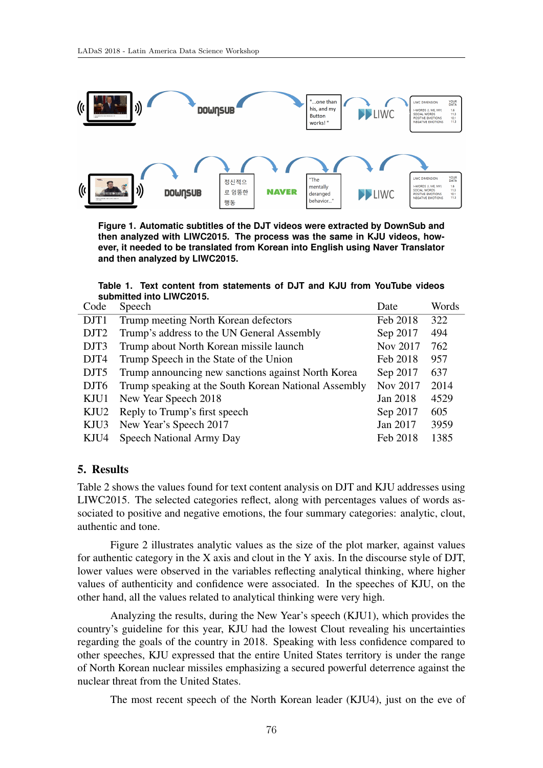**Figure 1. Automatic subtitles of the DJT videos were extracted by DownSub and then analyzed with LIWC2015. The process was the same in KJU videos, however, it needed to be translated from Korean into English using Naver Translator and then analyzed by LIWC2015.**

**Table 1. Text content from statements of DJT and KJU from YouTube videos submitted into LIWC2015.**

| Code | Speech | Date | Words |
|---|---|---|---|
| DJT1 | Trump meeting North Korean defectors | Feb 2018 | 322 |
| DJT2 | Trump's address to the UN General Assembly | Sep 2017 | 494 |
| DJT3 | Trump about North Korean missile launch | Nov 2017 | 762 |
| DJT4 | Trump Speech in the State of the Union | Feb 2018 | 957 |
| DJT5 | Trump announcing new sanctions against North Korea | Sep 2017 | 637 |
| DJT6 | Trump speaking at the South Korean National Assembly | Nov 2017 | 2014 |
| KJU1 | New Year Speech 2018 | Jan 2018 | 4529 |
| KJU2 | Reply to Trump's first speech | Sep 2017 | 605 |
| KJU3 | New Year's Speech 2017 | Jan 2017 | 3959 |
| KJU4 | Speech National Army Day | Feb 2018 | 1385 |

## 5. Results

Table 2 shows the values found for text content analysis on DJT and KJU addresses using LIWC2015. The selected categories reflect, along with percentages values of words associated to positive and negative emotions, the four summary categories: analytic, clout, authentic and tone.

Figure 2 illustrates analytic values as the size of the plot marker, against values for authentic category in the X axis and clout in the Y axis. In the discourse style of DJT, lower values were observed in the variables reflecting analytical thinking, where higher values of authenticity and confidence were associated. In the speeches of KJU, on the other hand, all the values related to analytical thinking were very high.

Analyzing the results, during the New Year's speech (KJU1), which provides the country's guideline for this year, KJU had the lowest Clout revealing his uncertainties regarding the goals of the country in 2018. Speaking with less confidence compared to other speeches, KJU expressed that the entire United States territory is under the range of North Korean nuclear missiles emphasizing a secured powerful deterrence against the nuclear threat from the United States.

The most recent speech of the North Korean leader (KJU4), just on the eve of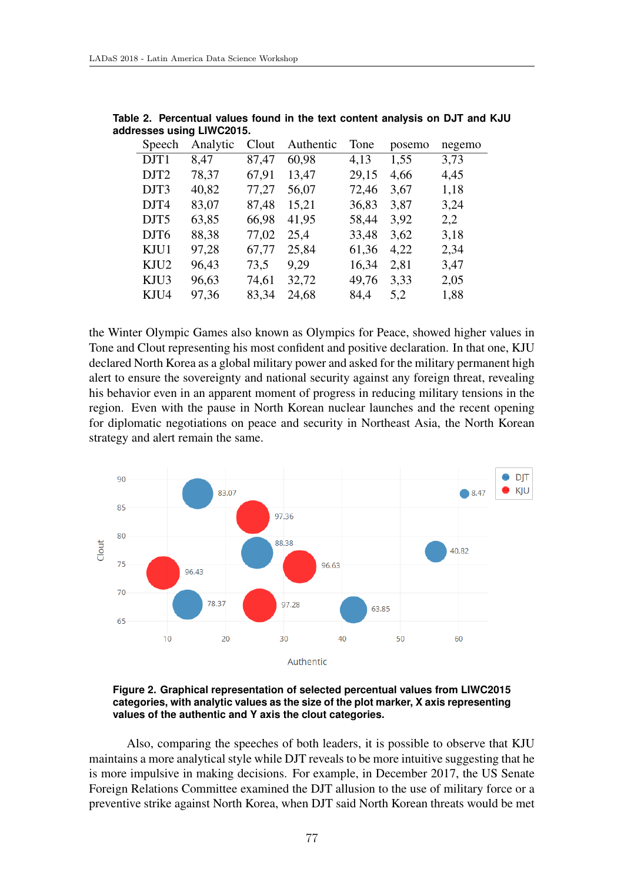**Table 2. Percentual values found in the text content analysis on DJT and KJU addresses using LIWC2015.**

| Speech | Analytic | Clout | Authentic | Tone | posemo | negemo |
|---|---|---|---|---|---|---|
| DJT1 | 8,47 | 87,47 | 60,98 | 4,13 | 1,55 | 3,73 |
| DJT2 | 78,37 | 67,91 | 13,47 | 29,15 | 4,66 | 4,45 |
| DJT3 | 40,82 | 77,27 | 56,07 | 72,46 | 3,67 | 1,18 |
| DJT4 | 83,07 | 87,48 | 15,21 | 36,83 | 3,87 | 3,24 |
| DJT5 | 63,85 | 66,98 | 41,95 | 58,44 | 3,92 | 2,2 |
| DJT6 | 88,38 | 77,02 | 25,4 | 33,48 | 3,62 | 3,18 |
| KJU1 | 97,28 | 67,77 | 25,84 | 61,36 | 4,22 | 2,34 |
| KJU2 | 96,43 | 73,5 | 9,29 | 16,34 | 2,81 | 3,47 |
| KJU3 | 96,63 | 74,61 | 32,72 | 49,76 | 3,33 | 2,05 |
| KJU4 | 97,36 | 83,34 | 24,68 | 84,4 | 5,2 | 1,88 |

the Winter Olympic Games also known as Olympics for Peace, showed higher values in Tone and Clout representing his most confident and positive declaration. In that one, KJU declared North Korea as a global military power and asked for the military permanent high alert to ensure the sovereignty and national security against any foreign threat, revealing his behavior even in an apparent moment of progress in reducing military tensions in the region. Even with the pause in North Korean nuclear launches and the recent opening for diplomatic negotiations on peace and security in Northeast Asia, the North Korean strategy and alert remain the same.

**Figure 2. Graphical representation of selected percentual values from LIWC2015 categories, with analytic values as the size of the plot marker, X axis representing values of the authentic and Y axis the clout categories.**

Also, comparing the speeches of both leaders, it is possible to observe that KJU maintains a more analytical style while DJT reveals to be more intuitive suggesting that he is more impulsive in making decisions. For example, in December 2017, the US Senate Foreign Relations Committee examined the DJT allusion to the use of military force or a preventive strike against North Korea, when DJT said North Korean threats would be met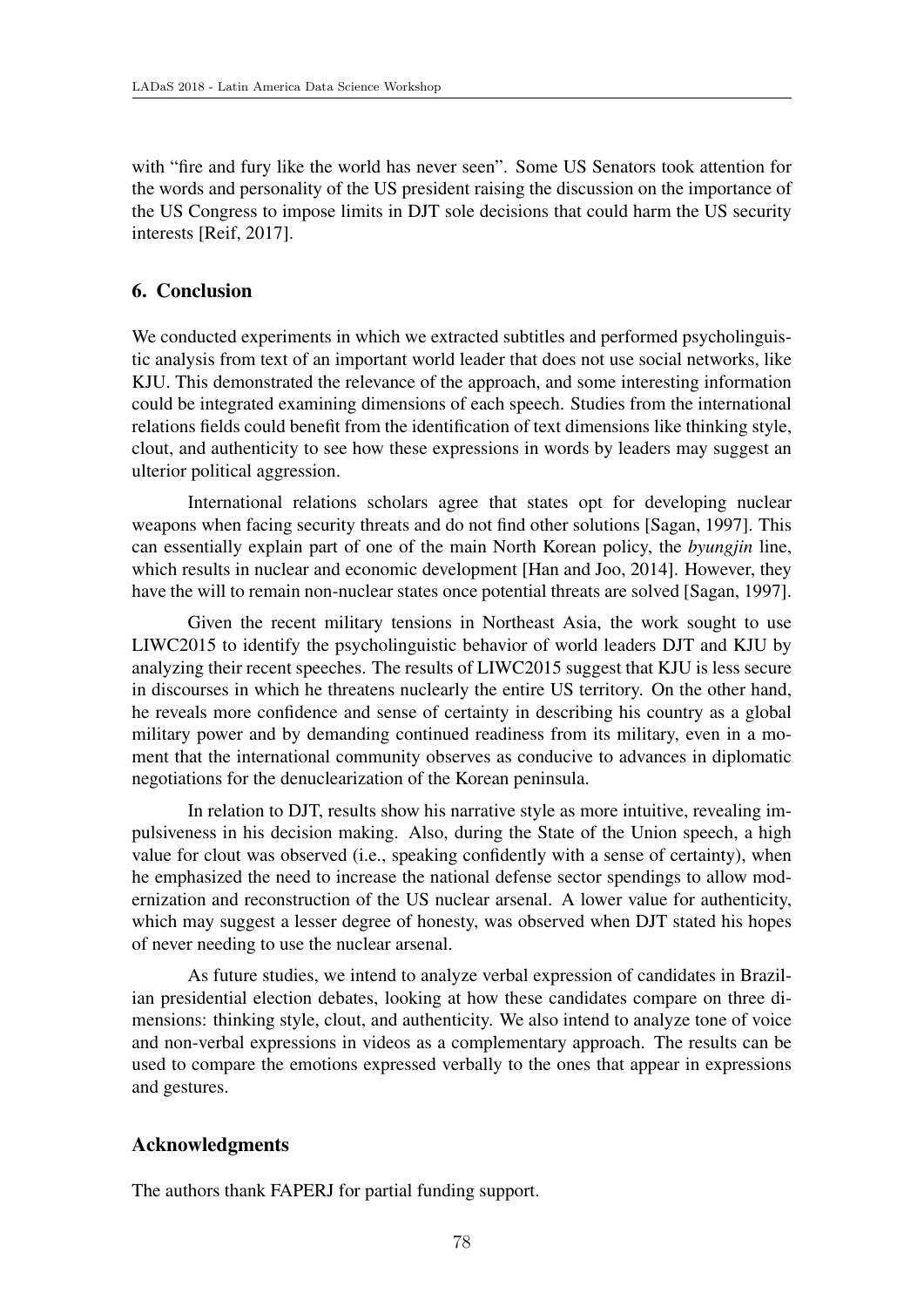with "fire and fury like the world has never seen". Some US Senators took attention for the words and personality of the US president raising the discussion on the importance of the US Congress to impose limits in DJT sole decisions that could harm the US security interests [Reif, 2017].

## 6. Conclusion

We conducted experiments in which we extracted subtitles and performed psycholinguistic analysis from text of an important world leader that does not use social networks, like KJU. This demonstrated the relevance of the approach, and some interesting information could be integrated examining dimensions of each speech. Studies from the international relations fields could benefit from the identification of text dimensions like thinking style, clout, and authenticity to see how these expressions in words by leaders may suggest an ulterior political aggression.

International relations scholars agree that states opt for developing nuclear weapons when facing security threats and do not find other solutions [Sagan, 1997]. This can essentially explain part of one of the main North Korean policy, the *byungjin* line, which results in nuclear and economic development [Han and Joo, 2014]. However, they have the will to remain non-nuclear states once potential threats are solved [Sagan, 1997].

Given the recent military tensions in Northeast Asia, the work sought to use LIWC2015 to identify the psycholinguistic behavior of world leaders DJT and KJU by analyzing their recent speeches. The results of LIWC2015 suggest that KJU is less secure in discourses in which he threatens nuclearly the entire US territory. On the other hand, he reveals more confidence and sense of certainty in describing his country as a global military power and by demanding continued readiness from its military, even in a moment that the international community observes as conducive to advances in diplomatic negotiations for the denuclearization of the Korean peninsula.

In relation to DJT, results show his narrative style as more intuitive, revealing impulsiveness in his decision making. Also, during the State of the Union speech, a high value for clout was observed (i.e., speaking confidently with a sense of certainty), when he emphasized the need to increase the national defense sector spendings to allow modernization and reconstruction of the US nuclear arsenal. A lower value for authenticity, which may suggest a lesser degree of honesty, was observed when DJT stated his hopes of never needing to use the nuclear arsenal.

As future studies, we intend to analyze verbal expression of candidates in Brazilian presidential election debates, looking at how these candidates compare on three dimensions: thinking style, clout, and authenticity. We also intend to analyze tone of voice and non-verbal expressions in videos as a complementary approach. The results can be used to compare the emotions expressed verbally to the ones that appear in expressions and gestures.

## Acknowledgments

The authors thank FAPERJ for partial funding support.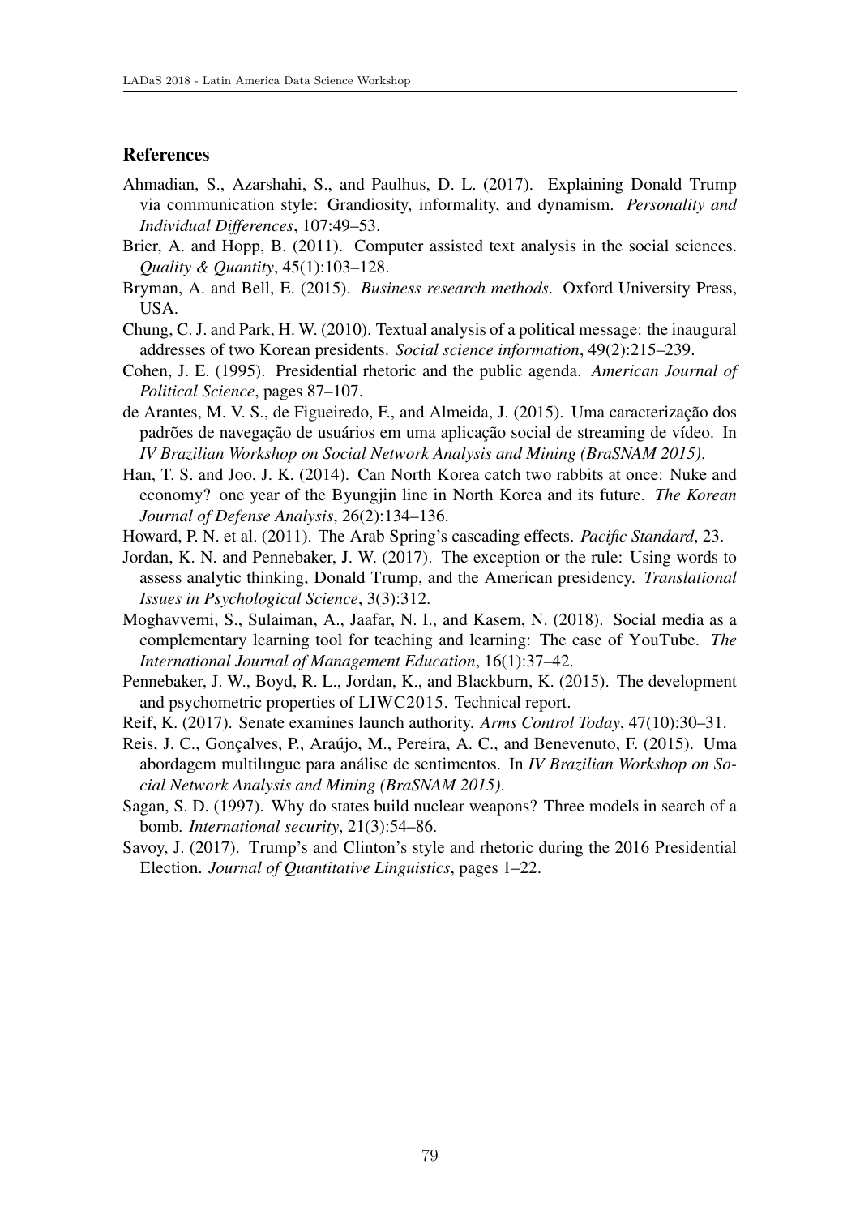## References

Ahmadian, S., Azarshahi, S., and Paulhus, D. L. (2017). Explaining Donald Trump via communication style: Grandiosity, informality, and dynamism. *Personality and Individual Differences*, 107:49–53.

Brier, A. and Hopp, B. (2011). Computer assisted text analysis in the social sciences. *Quality & Quantity*, 45(1):103–128.

Bryman, A. and Bell, E. (2015). *Business research methods*. Oxford University Press, USA.

Chung, C. J. and Park, H. W. (2010). Textual analysis of a political message: the inaugural addresses of two Korean presidents. *Social science information*, 49(2):215–239.

Cohen, J. E. (1995). Presidential rhetoric and the public agenda. *American Journal of Political Science*, pages 87–107.

de Arantes, M. V. S., de Figueiredo, F., and Almeida, J. (2015). Uma caracterização dos padrões de navegação de usuários em uma aplicação social de streaming de vídeo. In *IV Brazilian Workshop on Social Network Analysis and Mining (BraSNAM 2015)*.

Han, T. S. and Joo, J. K. (2014). Can North Korea catch two rabbits at once: Nuke and economy? one year of the Byungjin line in North Korea and its future. *The Korean Journal of Defense Analysis*, 26(2):134–136.

Howard, P. N. et al. (2011). The Arab Spring's cascading effects. *Pacific Standard*, 23.

Jordan, K. N. and Pennebaker, J. W. (2017). The exception or the rule: Using words to assess analytic thinking, Donald Trump, and the American presidency. *Translational Issues in Psychological Science*, 3(3):312.

Moghavvemi, S., Sulaiman, A., Jaafar, N. I., and Kasem, N. (2018). Social media as a complementary learning tool for teaching and learning: The case of YouTube. *The International Journal of Management Education*, 16(1):37–42.

Pennebaker, J. W., Boyd, R. L., Jordan, K., and Blackburn, K. (2015). The development and psychometric properties of LIWC2015. Technical report.

Reif, K. (2017). Senate examines launch authority. *Arms Control Today*, 47(10):30–31.

Reis, J. C., Gonçalves, P., Araújo, M., Pereira, A. C., and Benevenuto, F. (2015). Uma abordagem multilıngue para análise de sentimentos. In *IV Brazilian Workshop on Social Network Analysis and Mining (BraSNAM 2015)*.

Sagan, S. D. (1997). Why do states build nuclear weapons? Three models in search of a bomb. *International security*, 21(3):54–86.

Savoy, J. (2017). Trump's and Clinton's style and rhetoric during the 2016 Presidential Election. *Journal of Quantitative Linguistics*, pages 1–22.